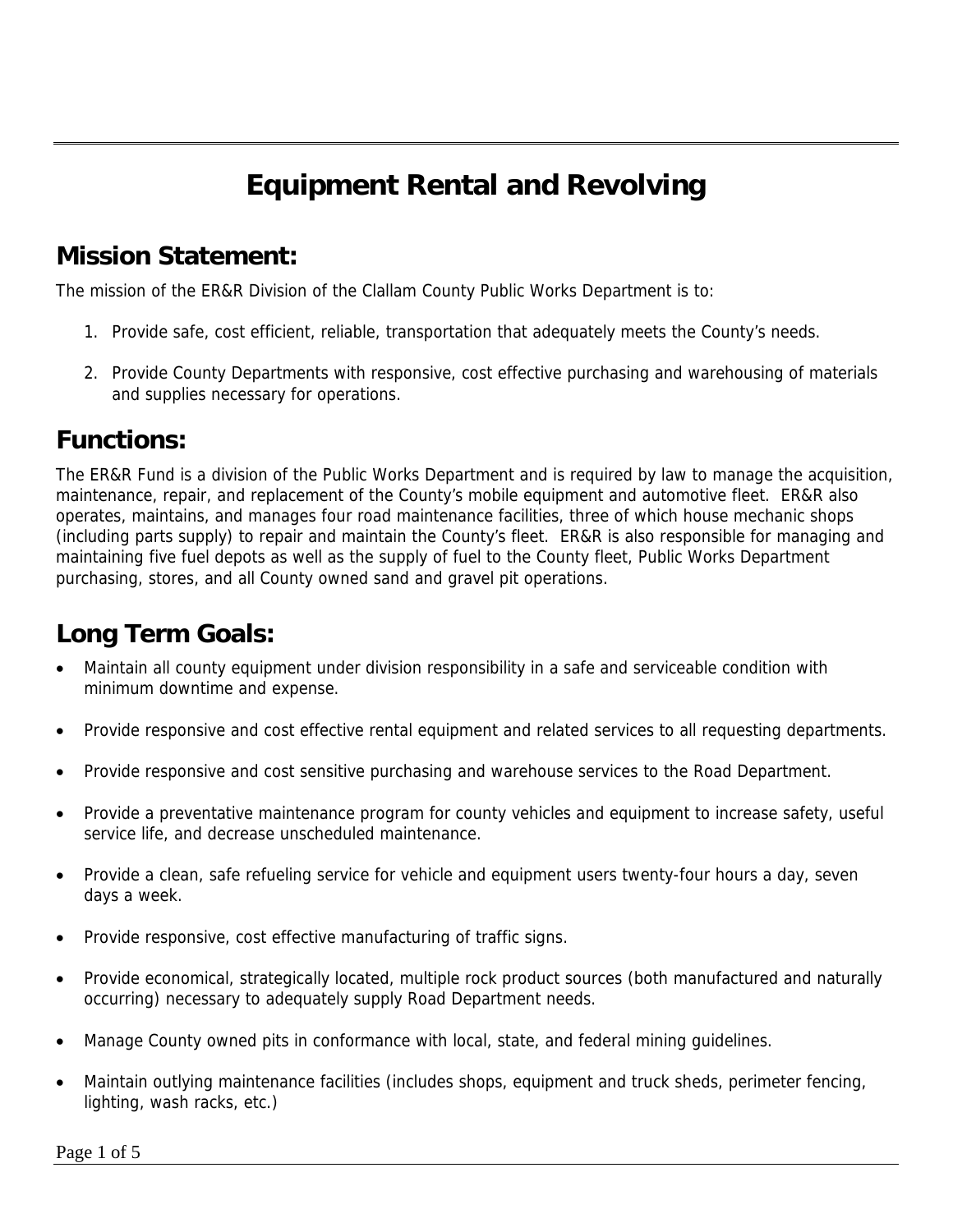# Equipment Rental and Revolving

## Mission Statement:

The mission of the ER&R Division of the Clallam County Public Works Department is to:

1. Provide safe, cost efficient, reliable, transportation that adequately meets the County's needs.

2. Provide County Departments with responsive, cost effective purchasing and warehousing of materials and supplies necessary for operations.

## Functions:

The ER&R Fund is a division of the Public Works Department and is required by law to manage the acquisition, maintenance, repair, and replacement of the County's mobile equipment and automotive fleet. ER&R also operates, maintains, and manages four road maintenance facilities, three of which house mechanic shops (including parts supply) to repair and maintain the County's fleet. ER&R is also responsible for managing and maintaining five fuel depots as well as the supply of fuel to the County fleet, Public Works Department purchasing, stores, and all County owned sand and gravel pit operations.

## Long Term Goals:

- Maintain all county equipment under division responsibility in a safe and serviceable condition with minimum downtime and expense.

- Provide responsive and cost effective rental equipment and related services to all requesting departments.

- Provide responsive and cost sensitive purchasing and warehouse services to the Road Department.

- Provide a preventative maintenance program for county vehicles and equipment to increase safety, useful service life, and decrease unscheduled maintenance.

- Provide a clean, safe refueling service for vehicle and equipment users twenty-four hours a day, seven days a week.

- Provide responsive, cost effective manufacturing of traffic signs.

- Provide economical, strategically located, multiple rock product sources (both manufactured and naturally occurring) necessary to adequately supply Road Department needs.

- Manage County owned pits in conformance with local, state, and federal mining guidelines.

- Maintain outlying maintenance facilities (includes shops, equipment and truck sheds, perimeter fencing, lighting, wash racks, etc.)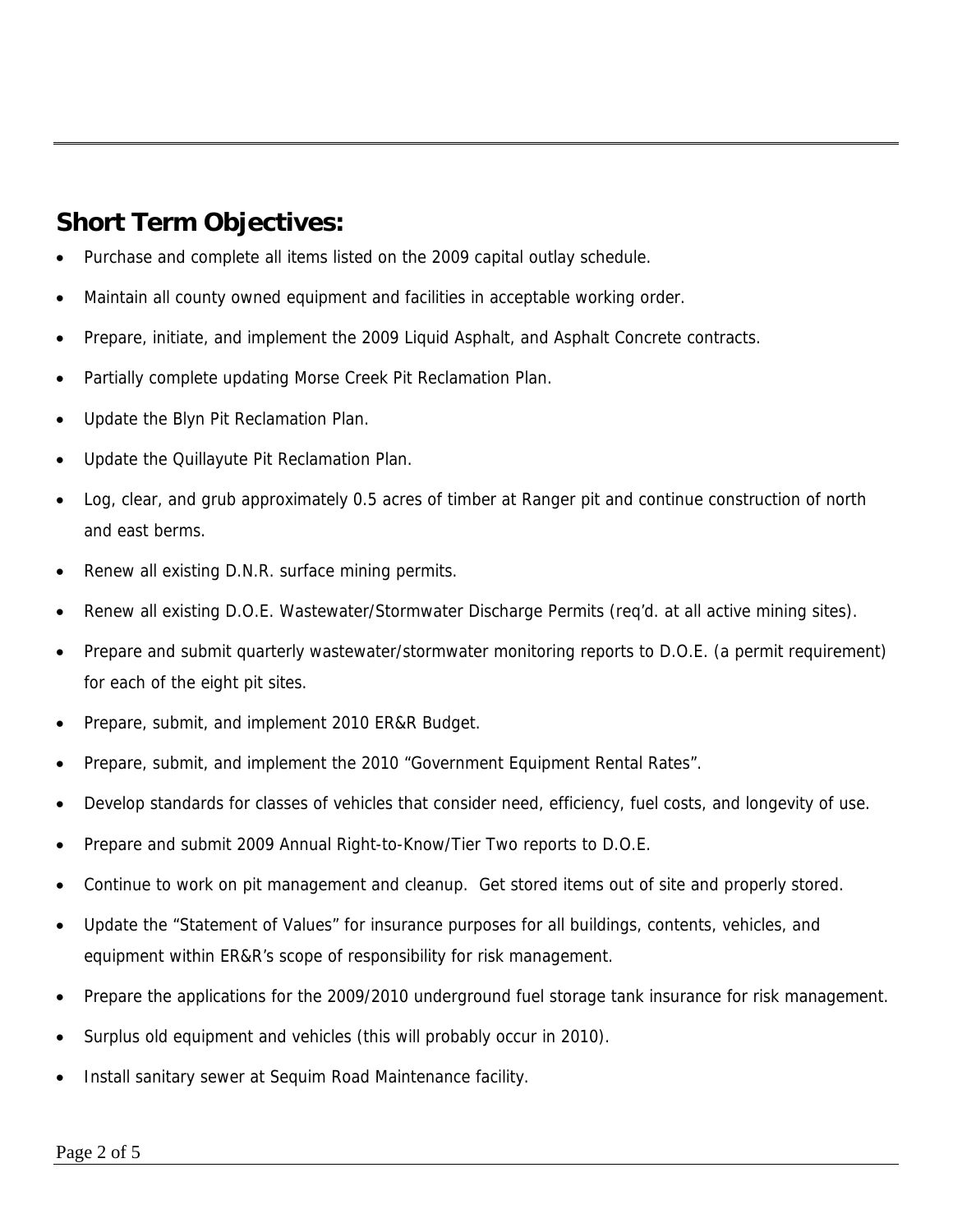## Short Term Objectives:

- Purchase and complete all items listed on the 2009 capital outlay schedule.
- Maintain all county owned equipment and facilities in acceptable working order.
- Prepare, initiate, and implement the 2009 Liquid Asphalt, and Asphalt Concrete contracts.
- Partially complete updating Morse Creek Pit Reclamation Plan.
- Update the Blyn Pit Reclamation Plan.
- Update the Quillayute Pit Reclamation Plan.
- Log, clear, and grub approximately 0.5 acres of timber at Ranger pit and continue construction of north and east berms.
- Renew all existing D.N.R. surface mining permits.
- Renew all existing D.O.E. Wastewater/Stormwater Discharge Permits (req'd. at all active mining sites).
- Prepare and submit quarterly wastewater/stormwater monitoring reports to D.O.E. (a permit requirement) for each of the eight pit sites.
- Prepare, submit, and implement 2010 ER&R Budget.
- Prepare, submit, and implement the 2010 "Government Equipment Rental Rates".
- Develop standards for classes of vehicles that consider need, efficiency, fuel costs, and longevity of use.
- Prepare and submit 2009 Annual Right-to-Know/Tier Two reports to D.O.E.
- Continue to work on pit management and cleanup. Get stored items out of site and properly stored.
- Update the "Statement of Values" for insurance purposes for all buildings, contents, vehicles, and equipment within ER&R's scope of responsibility for risk management.
- Prepare the applications for the 2009/2010 underground fuel storage tank insurance for risk management.
- Surplus old equipment and vehicles (this will probably occur in 2010).
- Install sanitary sewer at Sequim Road Maintenance facility.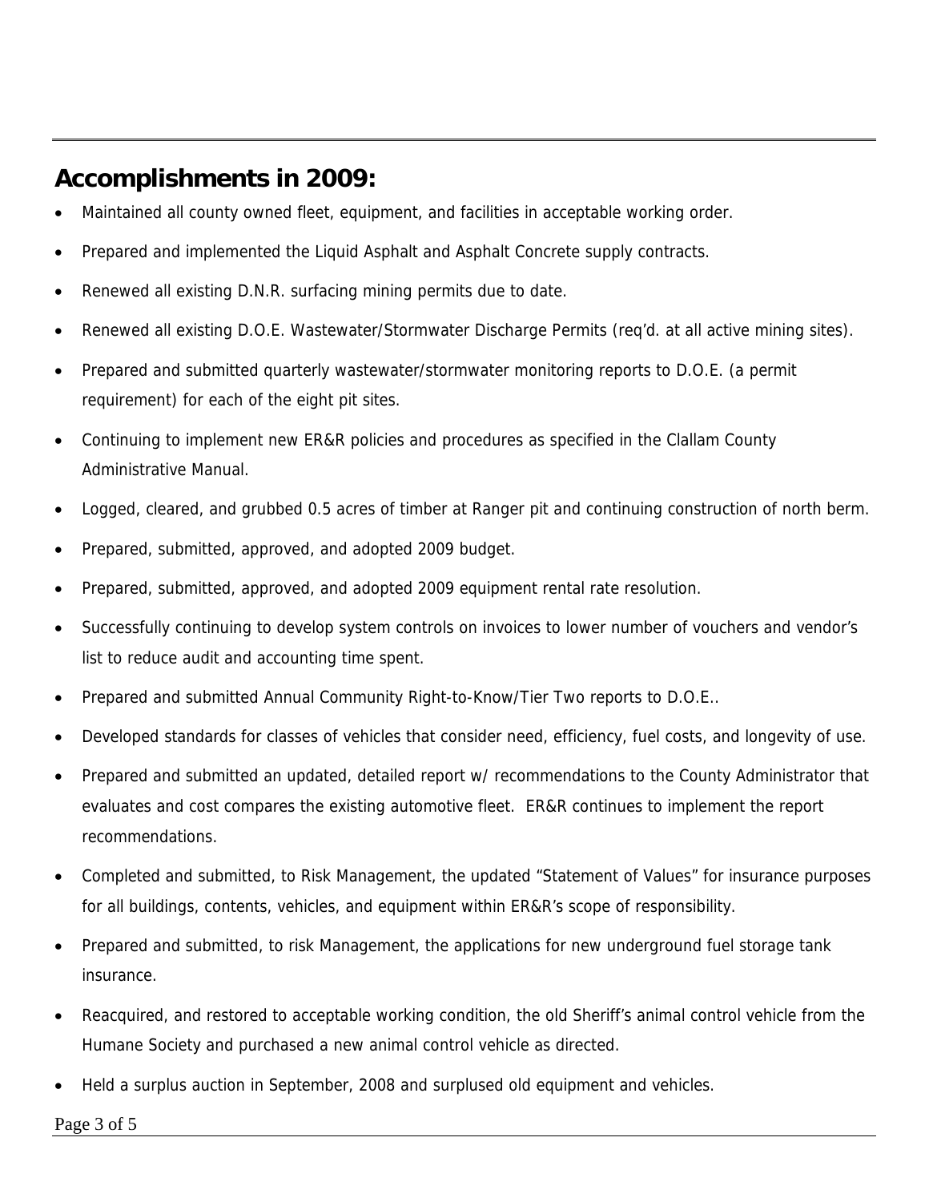## Accomplishments in 2009:

- Maintained all county owned fleet, equipment, and facilities in acceptable working order.
- Prepared and implemented the Liquid Asphalt and Asphalt Concrete supply contracts.
- Renewed all existing D.N.R. surfacing mining permits due to date.
- Renewed all existing D.O.E. Wastewater/Stormwater Discharge Permits (req'd. at all active mining sites).
- Prepared and submitted quarterly wastewater/stormwater monitoring reports to D.O.E. (a permit requirement) for each of the eight pit sites.
- Continuing to implement new ER&R policies and procedures as specified in the Clallam County Administrative Manual.
- Logged, cleared, and grubbed 0.5 acres of timber at Ranger pit and continuing construction of north berm.
- Prepared, submitted, approved, and adopted 2009 budget.
- Prepared, submitted, approved, and adopted 2009 equipment rental rate resolution.
- Successfully continuing to develop system controls on invoices to lower number of vouchers and vendor's list to reduce audit and accounting time spent.
- Prepared and submitted Annual Community Right-to-Know/Tier Two reports to D.O.E..
- Developed standards for classes of vehicles that consider need, efficiency, fuel costs, and longevity of use.
- Prepared and submitted an updated, detailed report w/ recommendations to the County Administrator that evaluates and cost compares the existing automotive fleet. ER&R continues to implement the report recommendations.
- Completed and submitted, to Risk Management, the updated "Statement of Values" for insurance purposes for all buildings, contents, vehicles, and equipment within ER&R's scope of responsibility.
- Prepared and submitted, to risk Management, the applications for new underground fuel storage tank insurance.
- Reacquired, and restored to acceptable working condition, the old Sheriff's animal control vehicle from the Humane Society and purchased a new animal control vehicle as directed.
- Held a surplus auction in September, 2008 and surplused old equipment and vehicles.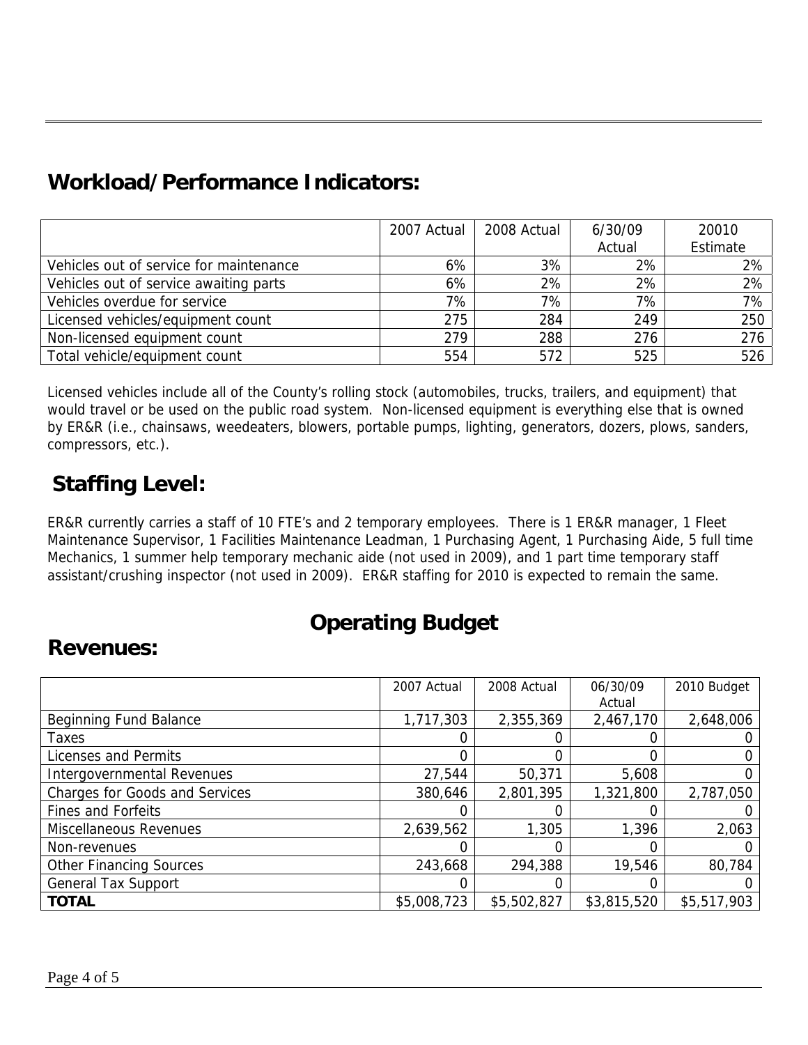## Workload/Performance Indicators:

| | 2007 Actual | 2008 Actual | 6/30/09 Actual | 20010 Estimate |
|---|---|---|---|---|
| Vehicles out of service for maintenance | 6% | 3% | 2% | 2% |
| Vehicles out of service awaiting parts | 6% | 2% | 2% | 2% |
| Vehicles overdue for service | 7% | 7% | 7% | 7% |
| Licensed vehicles/equipment count | 275 | 284 | 249 | 250 |
| Non-licensed equipment count | 279 | 288 | 276 | 276 |
| Total vehicle/equipment count | 554 | 572 | 525 | 526 |

Licensed vehicles include all of the County's rolling stock (automobiles, trucks, trailers, and equipment) that would travel or be used on the public road system. Non-licensed equipment is everything else that is owned by ER&R (i.e., chainsaws, weedeaters, blowers, portable pumps, lighting, generators, dozers, plows, sanders, compressors, etc.).

## Staffing Level:

ER&R currently carries a staff of 10 FTE's and 2 temporary employees. There is 1 ER&R manager, 1 Fleet Maintenance Supervisor, 1 Facilities Maintenance Leadman, 1 Purchasing Agent, 1 Purchasing Aide, 5 full time Mechanics, 1 summer help temporary mechanic aide (not used in 2009), and 1 part time temporary staff assistant/crushing inspector (not used in 2009). ER&R staffing for 2010 is expected to remain the same.

# Operating Budget

## Revenues:

| | 2007 Actual | 2008 Actual | 06/30/09 Actual | 2010 Budget |
|---|---|---|---|---|
| Beginning Fund Balance | 1,717,303 | 2,355,369 | 2,467,170 | 2,648,006 |
| Taxes | 0 | 0 | 0 | 0 |
| Licenses and Permits | 0 | 0 | 0 | 0 |
| Intergovernmental Revenues | 27,544 | 50,371 | 5,608 | 0 |
| Charges for Goods and Services | 380,646 | 2,801,395 | 1,321,800 | 2,787,050 |
| Fines and Forfeits | 0 | 0 | 0 | 0 |
| Miscellaneous Revenues | 2,639,562 | 1,305 | 1,396 | 2,063 |
| Non-revenues | 0 | 0 | 0 | 0 |
| Other Financing Sources | 243,668 | 294,388 | 19,546 | 80,784 |
| General Tax Support | 0 | 0 | 0 | 0 |
| **TOTAL** | $5,008,723 | $5,502,827 | $3,815,520 | $5,517,903 |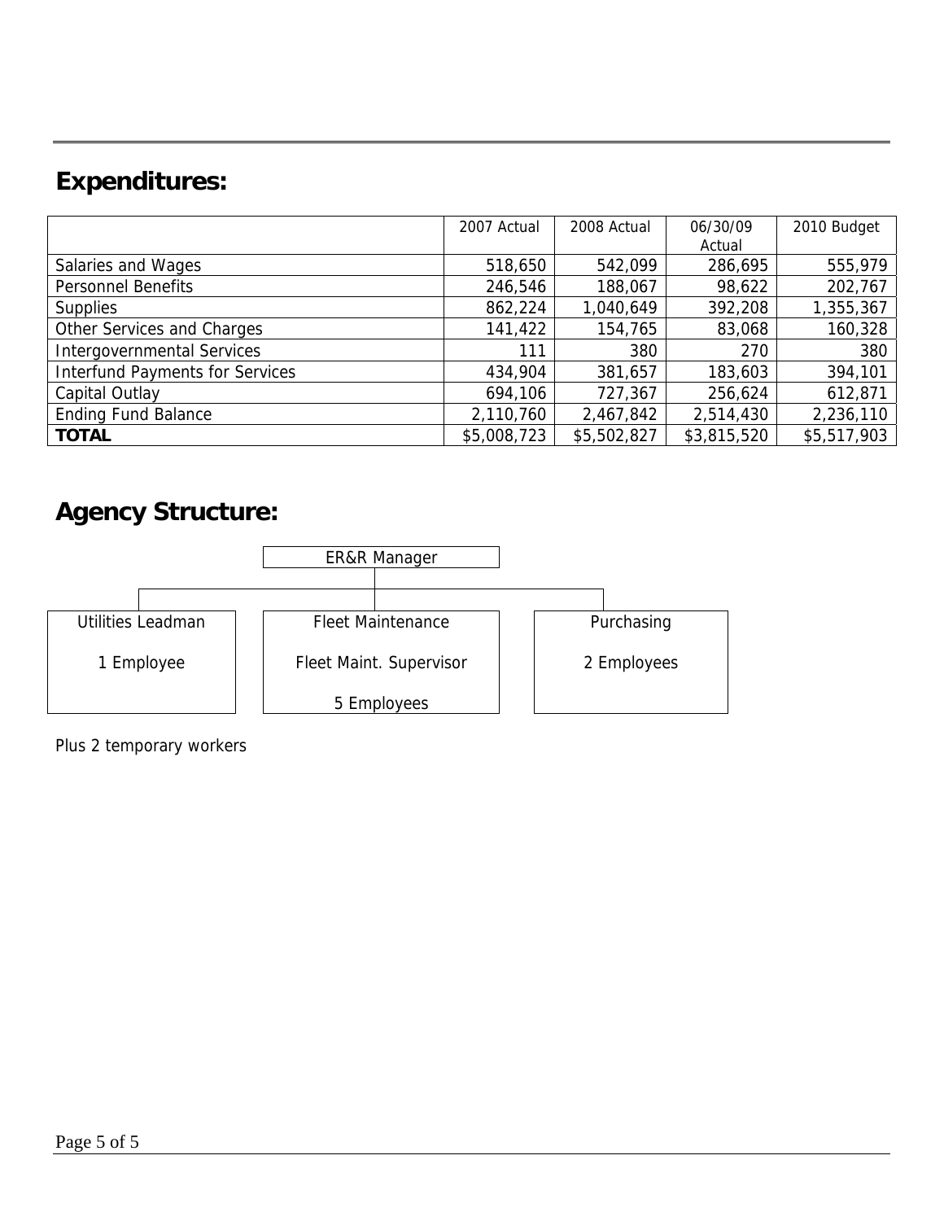## Expenditures:

| | 2007 Actual | 2008 Actual | 06/30/09 Actual | 2010 Budget |
|---|---|---|---|---|
| Salaries and Wages | 518,650 | 542,099 | 286,695 | 555,979 |
| Personnel Benefits | 246,546 | 188,067 | 98,622 | 202,767 |
| Supplies | 862,224 | 1,040,649 | 392,208 | 1,355,367 |
| Other Services and Charges | 141,422 | 154,765 | 83,068 | 160,328 |
| Intergovernmental Services | 111 | 380 | 270 | 380 |
| Interfund Payments for Services | 434,904 | 381,657 | 183,603 | 394,101 |
| Capital Outlay | 694,106 | 727,367 | 256,624 | 612,871 |
| Ending Fund Balance | 2,110,760 | 2,467,842 | 2,514,430 | 2,236,110 |
| **TOTAL** | $5,008,723 | $5,502,827 | $3,815,520 | $5,517,903 |

## Agency Structure:

ER&R Manager

Utilities Leadman

1 Employee

Fleet Maintenance

Fleet Maint. Supervisor

5 Employees

Purchasing

2 Employees

Plus 2 temporary workers